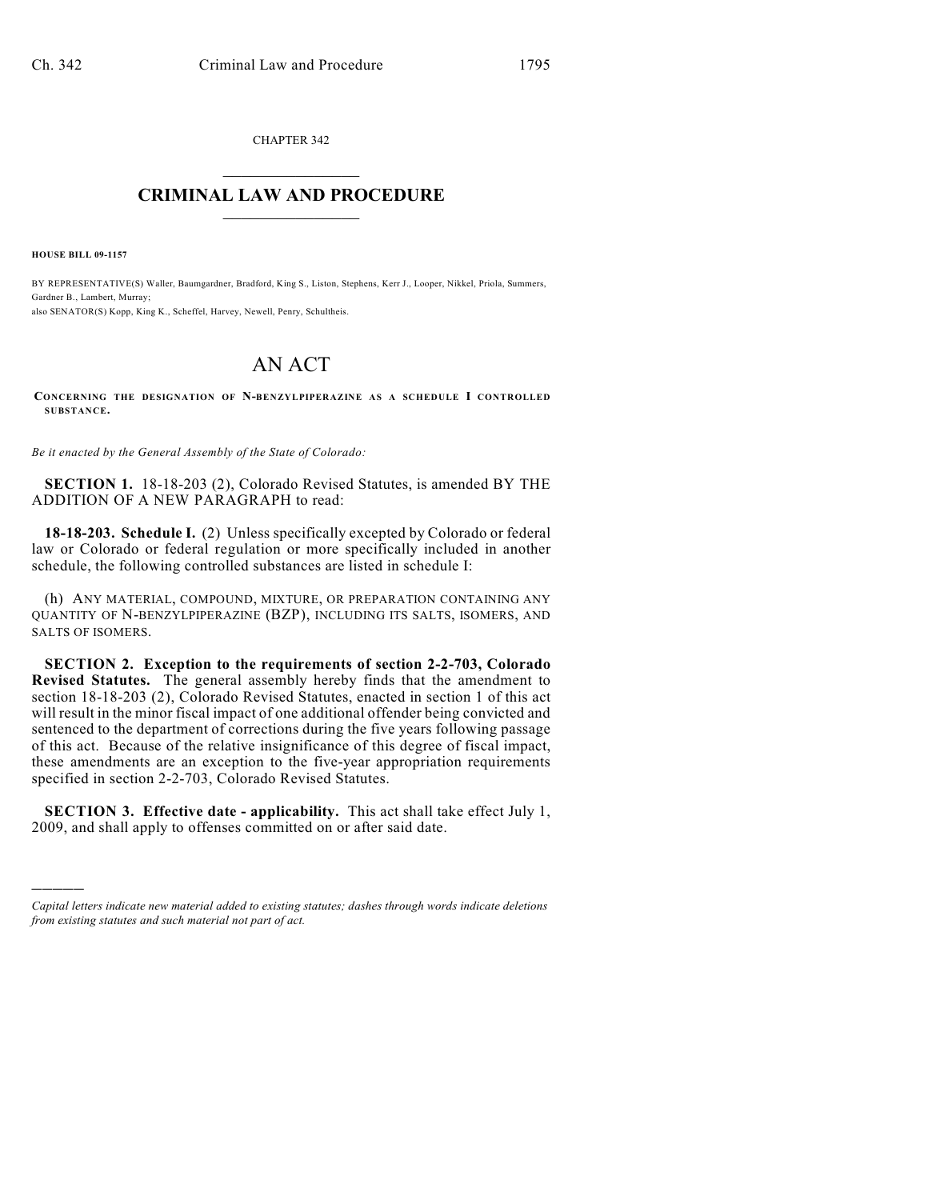CHAPTER 342

# CRIMINAL LAW AND PROCEDURE

**HOUSE BILL 09-1157**

BY REPRESENTATIVE(S) Waller, Baumgardner, Bradford, King S., Liston, Stephens, Kerr J., Looper, Nikkel, Priola, Summers, Gardner B., Lambert, Murray;
also SENATOR(S) Kopp, King K., Scheffel, Harvey, Newell, Penry, Schultheis.

# AN ACT

CONCERNING THE DESIGNATION OF N-BENZYLPIPERAZINE AS A SCHEDULE I CONTROLLED SUBSTANCE.

*Be it enacted by the General Assembly of the State of Colorado:*

**SECTION 1.** 18-18-203 (2), Colorado Revised Statutes, is amended BY THE ADDITION OF A NEW PARAGRAPH to read:

**18-18-203. Schedule I.** (2) Unless specifically excepted by Colorado or federal law or Colorado or federal regulation or more specifically included in another schedule, the following controlled substances are listed in schedule I:

(h) ANY MATERIAL, COMPOUND, MIXTURE, OR PREPARATION CONTAINING ANY QUANTITY OF N-BENZYLPIPERAZINE (BZP), INCLUDING ITS SALTS, ISOMERS, AND SALTS OF ISOMERS.

**SECTION 2. Exception to the requirements of section 2-2-703, Colorado Revised Statutes.** The general assembly hereby finds that the amendment to section 18-18-203 (2), Colorado Revised Statutes, enacted in section 1 of this act will result in the minor fiscal impact of one additional offender being convicted and sentenced to the department of corrections during the five years following passage of this act. Because of the relative insignificance of this degree of fiscal impact, these amendments are an exception to the five-year appropriation requirements specified in section 2-2-703, Colorado Revised Statutes.

**SECTION 3. Effective date - applicability.** This act shall take effect July 1, 2009, and shall apply to offenses committed on or after said date.

---

*Capital letters indicate new material added to existing statutes; dashes through words indicate deletions from existing statutes and such material not part of act.*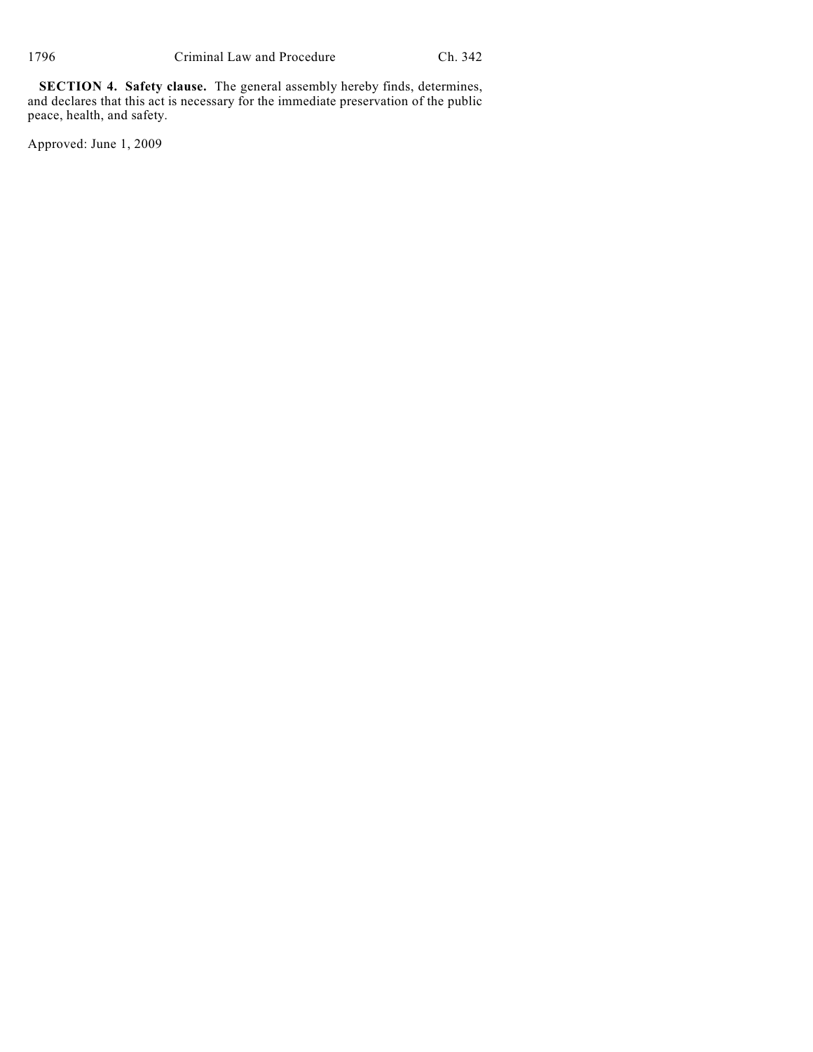**SECTION 4. Safety clause.** The general assembly hereby finds, determines, and declares that this act is necessary for the immediate preservation of the public peace, health, and safety.

Approved: June 1, 2009